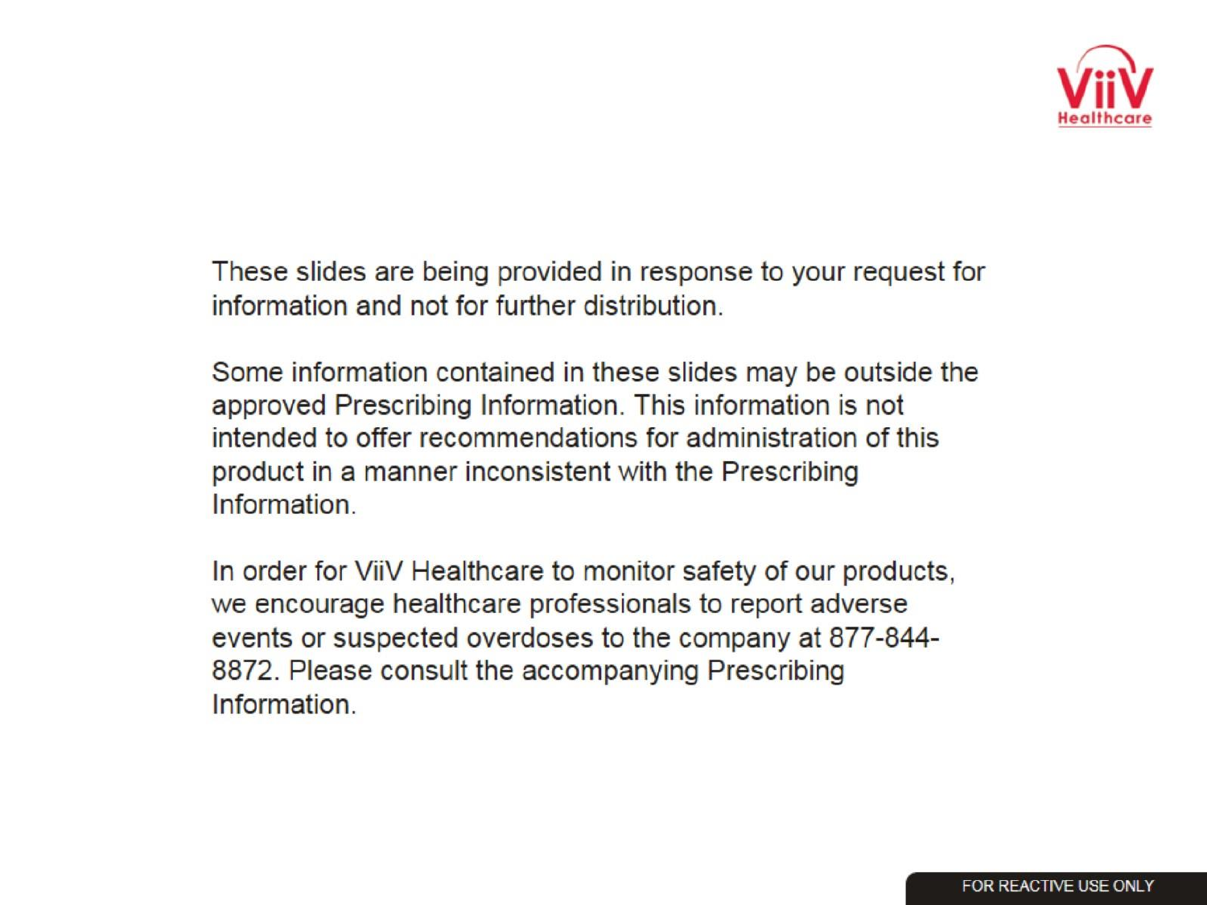These slides are being provided in response to your request for information and not for further distribution.

Some information contained in these slides may be outside the approved Prescribing Information. This information is not intended to offer recommendations for administration of this product in a manner inconsistent with the Prescribing Information.

In order for ViiV Healthcare to monitor safety of our products, we encourage healthcare professionals to report adverse events or suspected overdoses to the company at 877-844-8872. Please consult the accompanying Prescribing Information.

FOR REACTIVE USE ONLY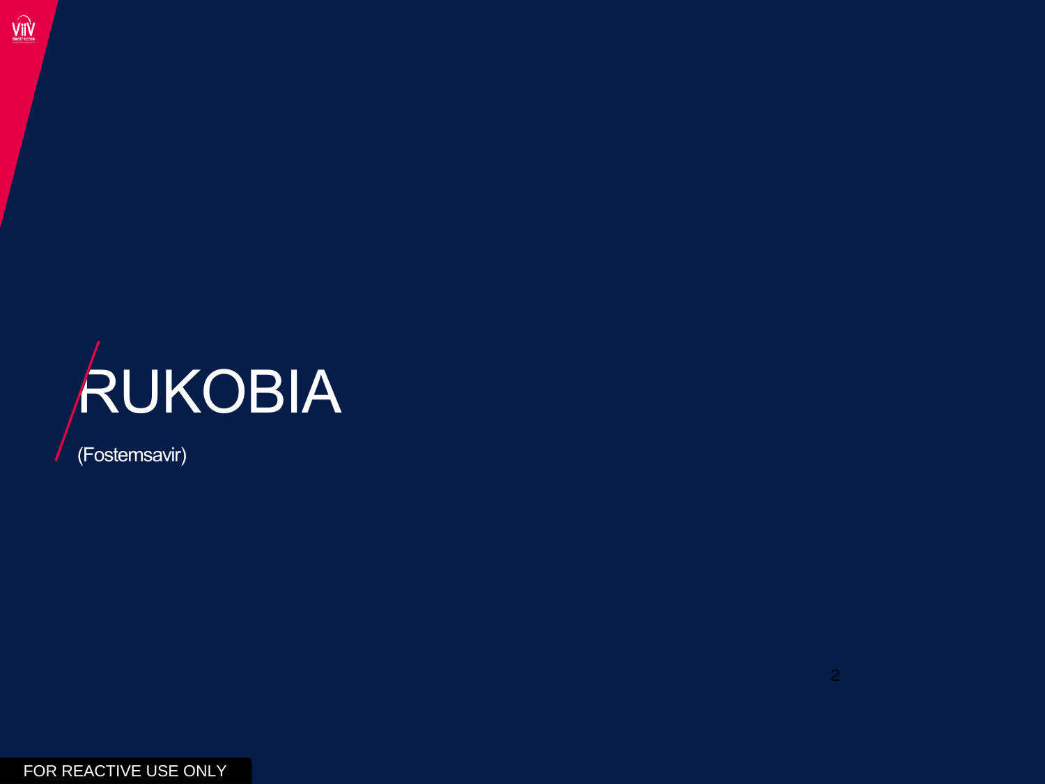# RUKOBIA

(Fostemsavir)

FOR REACTIVE USE ONLY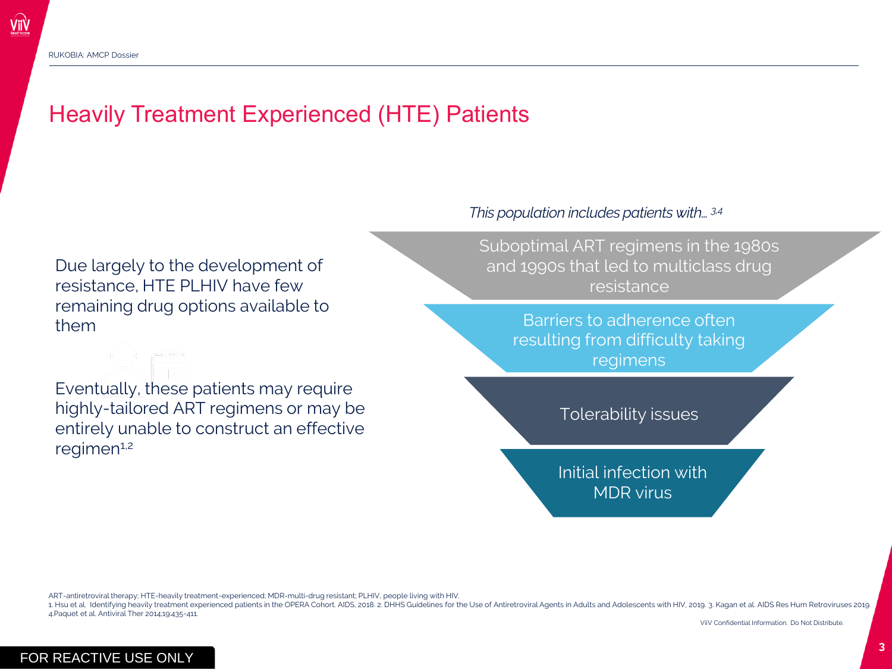# Heavily Treatment Experienced (HTE) Patients

Due largely to the development of resistance, HTE PLHIV have few remaining drug options available to them

Eventually, these patients may require highly-tailored ART regimens or may be entirely unable to construct an effective regimen[1,2]

*This population includes patients with…* [3,4]

- Suboptimal ART regimens in the 1980s and 1990s that led to multiclass drug resistance
- Barriers to adherence often resulting from difficulty taking regimens
- Tolerability issues
- Initial infection with MDR virus

ART-antiretroviral therapy; HTE-heavily treatment-experienced; MDR-multi-drug resistant; PLHIV, people living with HIV.

1. Hsu et al. Identifying heavily treatment experienced patients in the OPERA Cohort. AIDS, 2018. 2. DHHS Guidelines for the Use of Antiretroviral Agents in Adults and Adolescents with HIV, 2019. 3. Kagan et al. AIDS Res Hum Retroviruses 2019. 4.Paquet et al. Antiviral Ther 2014;19:435-411.

ViiV Confidential Information. Do Not Distribute.

FOR REACTIVE USE ONLY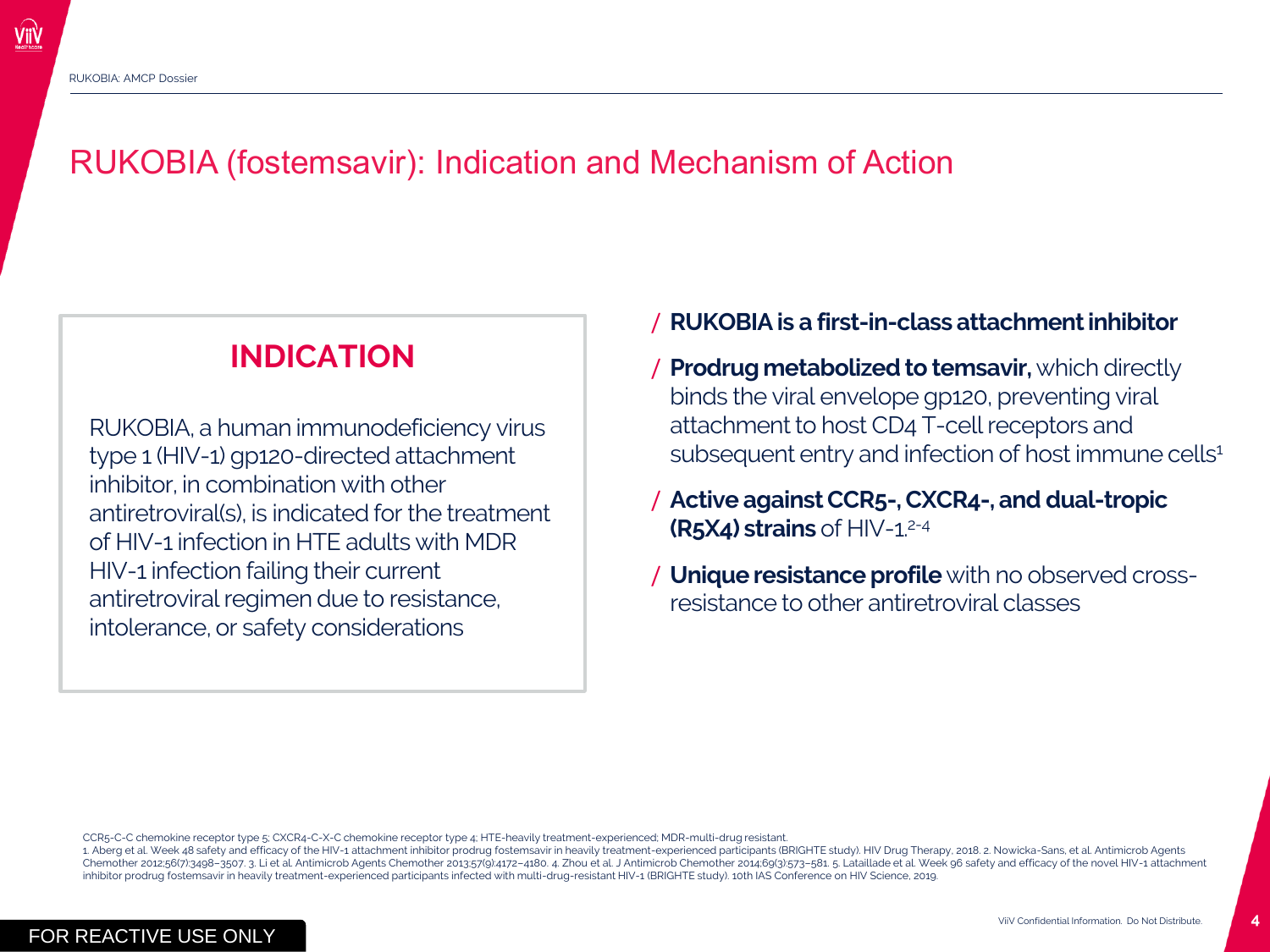# RUKOBIA (fostemsavir): Indication and Mechanism of Action

## INDICATION

RUKOBIA, a human immunodeficiency virus type 1 (HIV-1) gp120-directed attachment inhibitor, in combination with other antiretroviral(s), is indicated for the treatment of HIV-1 infection in HTE adults with MDR HIV-1 infection failing their current antiretroviral regimen due to resistance, intolerance, or safety considerations

- **RUKOBIA is a first-in-class attachment inhibitor**
- **Prodrug metabolized to temsavir,** which directly binds the viral envelope gp120, preventing viral attachment to host CD4 T-cell receptors and subsequent entry and infection of host immune cells[1]
- **Active against CCR5-, CXCR4-, and dual-tropic (R5X4) strains** of HIV-1.[2-4]
- **Unique resistance profile** with no observed cross-resistance to other antiretroviral classes

CCR5-C-C chemokine receptor type 5; CXCR4-C-X-C chemokine receptor type 4; HTE-heavily treatment-experienced; MDR-multi-drug resistant.

1. Aberg et al. Week 48 safety and efficacy of the HIV-1 attachment inhibitor prodrug fostemsavir in heavily treatment-experienced participants (BRIGHTE study). HIV Drug Therapy, 2018. 2. Nowicka-Sans, et al. Antimicrob Agents Chemother 2012;56(7):3498–3507. 3. Li et al. Antimicrob Agents Chemother 2013;57(9):4172–4180. 4. Zhou et al. J Antimicrob Chemother 2014;69(3):573–581. 5. Lataillade et al. Week 96 safety and efficacy of the novel HIV-1 attachment inhibitor prodrug fostemsavir in heavily treatment-experienced participants infected with multi-drug-resistant HIV-1 (BRIGHTE study). 10th IAS Conference on HIV Science, 2019.

FOR REACTIVE USE ONLY

ViiV Confidential Information. Do Not Distribute.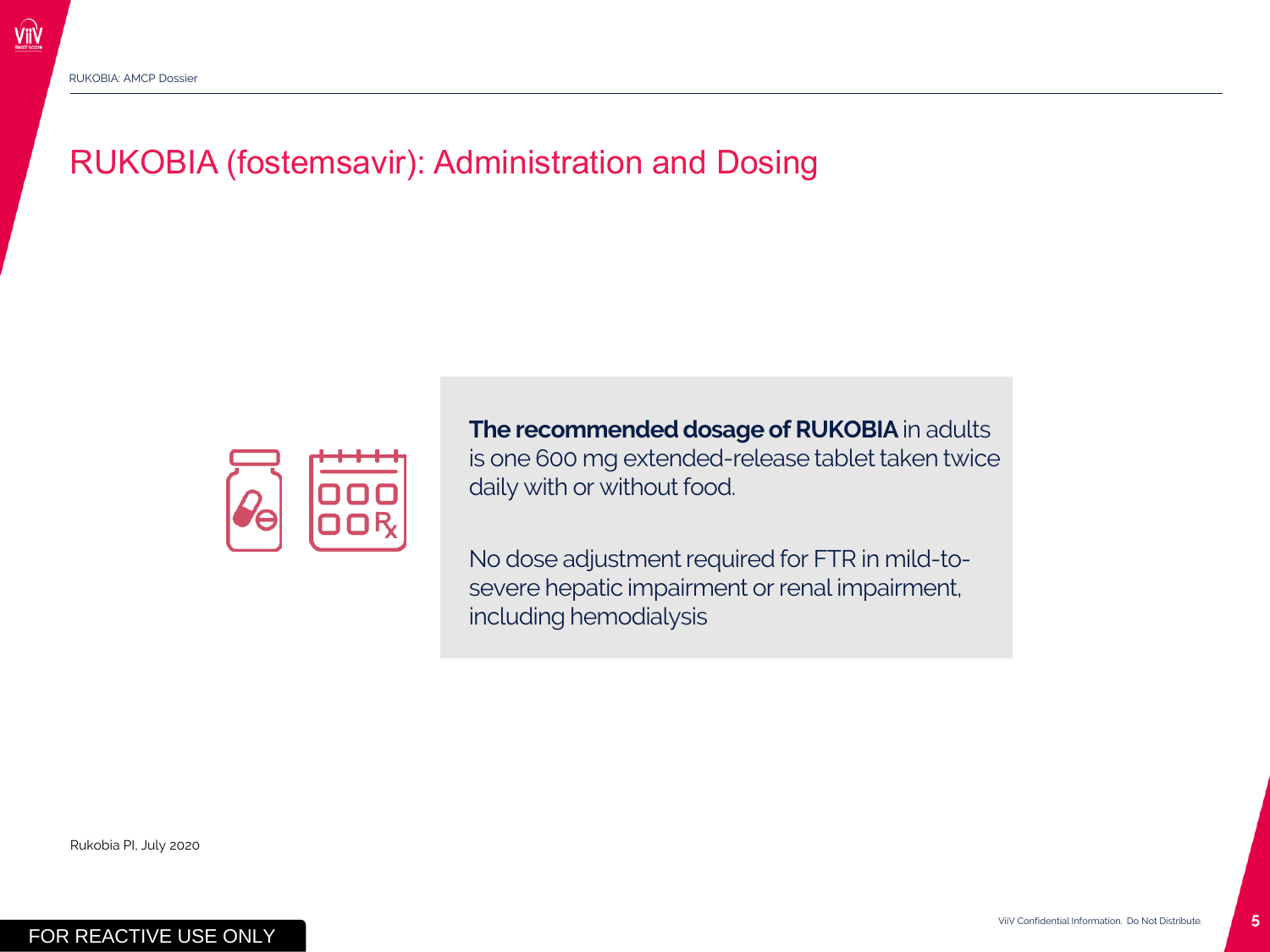# RUKOBIA (fostemsavir): Administration and Dosing

**The recommended dosage of RUKOBIA** in adults is one 600 mg extended-release tablet taken twice daily with or without food.

No dose adjustment required for FTR in mild-to-severe hepatic impairment or renal impairment, including hemodialysis

Rukobia PI, July 2020

FOR REACTIVE USE ONLY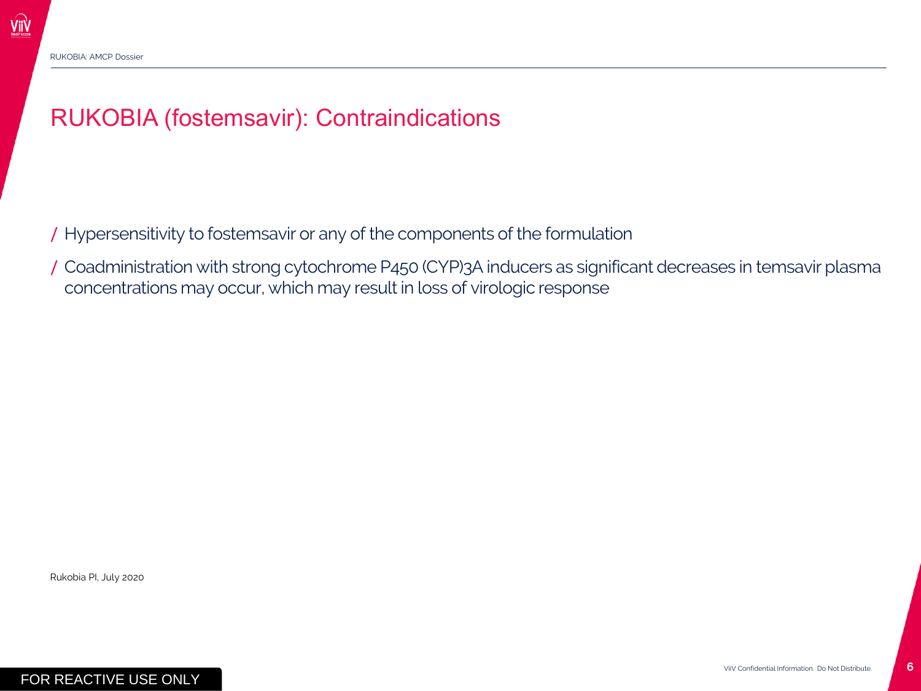# RUKOBIA (fostemsavir): Contraindications

- Hypersensitivity to fostemsavir or any of the components of the formulation
- Coadministration with strong cytochrome P450 (CYP)3A inducers as significant decreases in temsavir plasma concentrations may occur, which may result in loss of virologic response

Rukobia PI, July 2020

FOR REACTIVE USE ONLY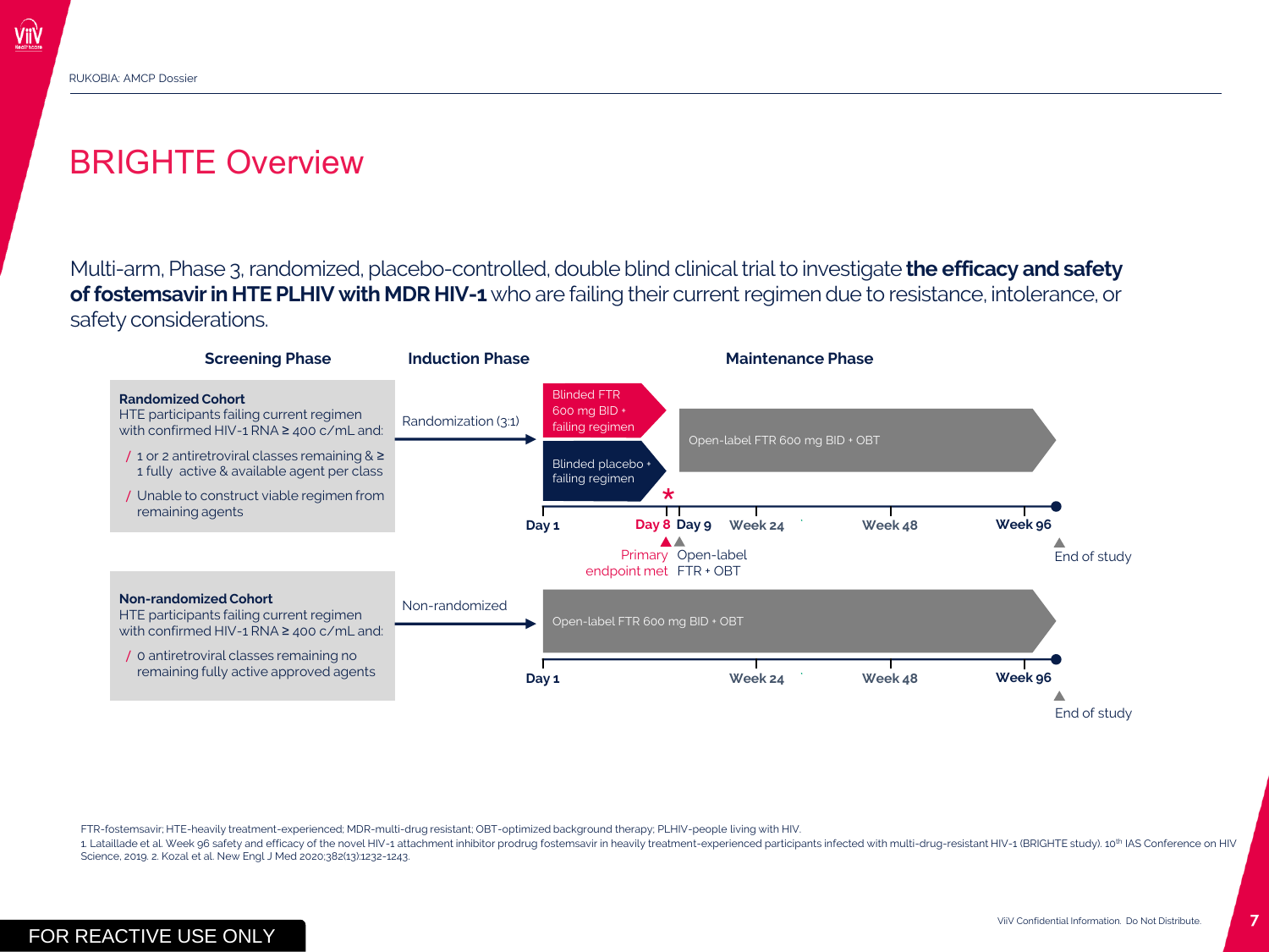# BRIGHTE Overview

Multi-arm, Phase 3, randomized, placebo-controlled, double blind clinical trial to investigate **the efficacy and safety of fostemsavir in HTE PLHIV with MDR HIV-1** who are failing their current regimen due to resistance, intolerance, or safety considerations.

**Screening Phase** | **Induction Phase** | **Maintenance Phase**

**Randomized Cohort**

HTE participants failing current regimen with confirmed HIV-1 RNA ≥ 400 c/mL and:

- 1 or 2 antiretroviral classes remaining & ≥ 1 fully active & available agent per class
- Unable to construct viable regimen from remaining agents

Randomization (3:1)

- Blinded FTR 600 mg BID + failing regimen
- Blinded placebo + failing regimen

Open-label FTR 600 mg BID + OBT

Day 1 — Day 8 — Day 9 — Week 24 — Week 48 — Week 96

Day 8: Primary endpoint met *

Day 9: Open-label FTR + OBT

Week 96: End of study

**Non-randomized Cohort**

HTE participants failing current regimen with confirmed HIV-1 RNA ≥ 400 c/mL and:

- 0 antiretroviral classes remaining no remaining fully active approved agents

Non-randomized

Open-label FTR 600 mg BID + OBT

Day 1 — Week 24 — Week 48 — Week 96

Week 96: End of study

FTR-fostemsavir; HTE-heavily treatment-experienced; MDR-multi-drug resistant; OBT-optimized background therapy; PLHIV-people living with HIV.

1. Lataillade et al. Week 96 safety and efficacy of the novel HIV-1 attachment inhibitor prodrug fostemsavir in heavily treatment-experienced participants infected with multi-drug-resistant HIV-1 (BRIGHTE study). 10th IAS Conference on HIV Science, 2019. 2. Kozal et al. New Engl J Med 2020;382(13):1232-1243.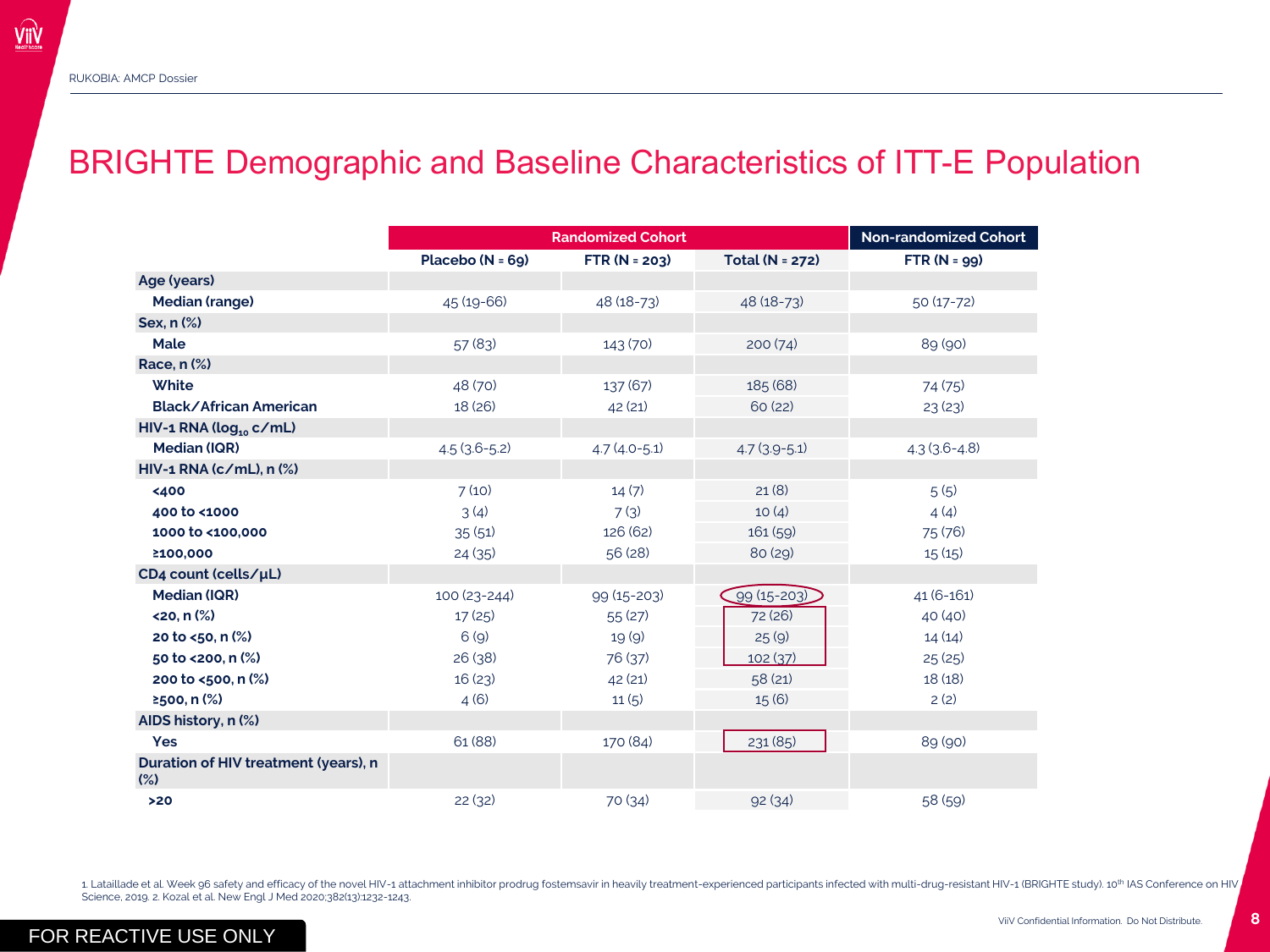# BRIGHTE Demographic and Baseline Characteristics of ITT-E Population

| | Randomized Cohort | | | Non-randomized Cohort |
|---|---|---|---|---|
| | Placebo (N = 69) | FTR (N = 203) | Total (N = 272) | FTR (N = 99) |
| **Age (years)** | | | | |
| **Median (range)** | 45 (19-66) | 48 (18-73) | 48 (18-73) | 50 (17-72) |
| **Sex, n (%)** | | | | |
| **Male** | 57 (83) | 143 (70) | 200 (74) | 89 (90) |
| **Race, n (%)** | | | | |
| **White** | 48 (70) | 137 (67) | 185 (68) | 74 (75) |
| **Black/African American** | 18 (26) | 42 (21) | 60 (22) | 23 (23) |
| **HIV-1 RNA ($\log_{10}$ c/mL)** | | | | |
| **Median (IQR)** | 4.5 (3.6-5.2) | 4.7 (4.0-5.1) | 4.7 (3.9-5.1) | 4.3 (3.6-4.8) |
| **HIV-1 RNA (c/mL), n (%)** | | | | |
| **<400** | 7 (10) | 14 (7) | 21 (8) | 5 (5) |
| **400 to <1000** | 3 (4) | 7 (3) | 10 (4) | 4 (4) |
| **1000 to <100,000** | 35 (51) | 126 (62) | 161 (59) | 75 (76) |
| **≥100,000** | 24 (35) | 56 (28) | 80 (29) | 15 (15) |
| **CD4 count (cells/µL)** | | | | |
| **Median (IQR)** | 100 (23-244) | 99 (15-203) | 99 (15-203) | 41 (6-161) |
| **<20, n (%)** | 17 (25) | 55 (27) | 72 (26) | 40 (40) |
| **20 to <50, n (%)** | 6 (9) | 19 (9) | 25 (9) | 14 (14) |
| **50 to <200, n (%)** | 26 (38) | 76 (37) | 102 (37) | 25 (25) |
| **200 to <500, n (%)** | 16 (23) | 42 (21) | 58 (21) | 18 (18) |
| **≥500, n (%)** | 4 (6) | 11 (5) | 15 (6) | 2 (2) |
| **AIDS history, n (%)** | | | | |
| **Yes** | 61 (88) | 170 (84) | 231 (85) | 89 (90) |
| **Duration of HIV treatment (years), n (%)** | | | | |
| **>20** | 22 (32) | 70 (34) | 92 (34) | 58 (59) |

1. Lataillade et al. Week 96 safety and efficacy of the novel HIV-1 attachment inhibitor prodrug fostemsavir in heavily treatment-experienced participants infected with multi-drug-resistant HIV-1 (BRIGHTE study). 10th IAS Conference on HIV Science, 2019. 2. Kozal et al. New Engl J Med 2020;382(13):1232-1243.

ViiV Confidential Information. Do Not Distribute.

FOR REACTIVE USE ONLY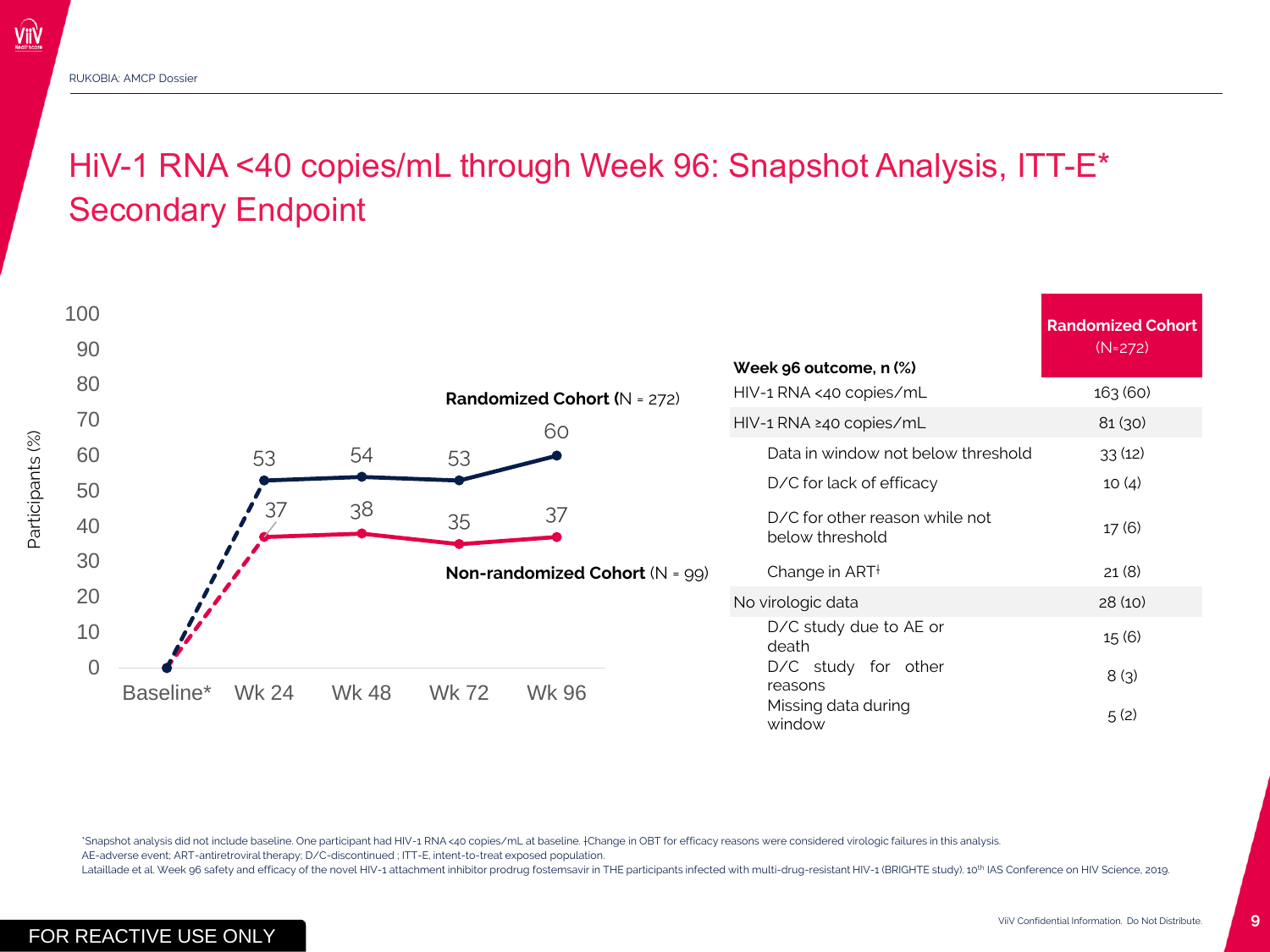# HiV-1 RNA <40 copies/mL through Week 96: Snapshot Analysis, ITT-E* Secondary Endpoint

Participants (%)

| | Baseline* | Wk 24 | Wk 48 | Wk 72 | Wk 96 |
|---|---|---|---|---|---|
| Randomized Cohort (N = 272) | 0 | 53 | 54 | 53 | 60 |
| Non-randomized Cohort (N = 99) | 0 | 37 | 38 | 35 | 37 |

| Week 96 outcome, n (%) | Randomized Cohort (N=272) |
|---|---|
| HIV-1 RNA <40 copies/mL | 163 (60) |
| HIV-1 RNA ≥40 copies/mL | 81 (30) |
| Data in window not below threshold | 33 (12) |
| D/C for lack of efficacy | 10 (4) |
| D/C for other reason while not below threshold | 17 (6) |
| Change in ART‡ | 21 (8) |
| No virologic data | 28 (10) |
| D/C study due to AE or death | 15 (6) |
| D/C study for other reasons | 8 (3) |
| Missing data during window | 5 (2) |

*Snapshot analysis did not include baseline. One participant had HIV-1 RNA <40 copies/mL at baseline. ‡Change in OBT for efficacy reasons were considered virologic failures in this analysis.
AE-adverse event; ART-antiretroviral therapy; D/C-discontinued ; ITT-E, intent-to-treat exposed population.
Lataillade et al. Week 96 safety and efficacy of the novel HIV-1 attachment inhibitor prodrug fostemsavir in THE participants infected with multi-drug-resistant HIV-1 (BRIGHTE study). 10th IAS Conference on HIV Science, 2019.

FOR REACTIVE USE ONLY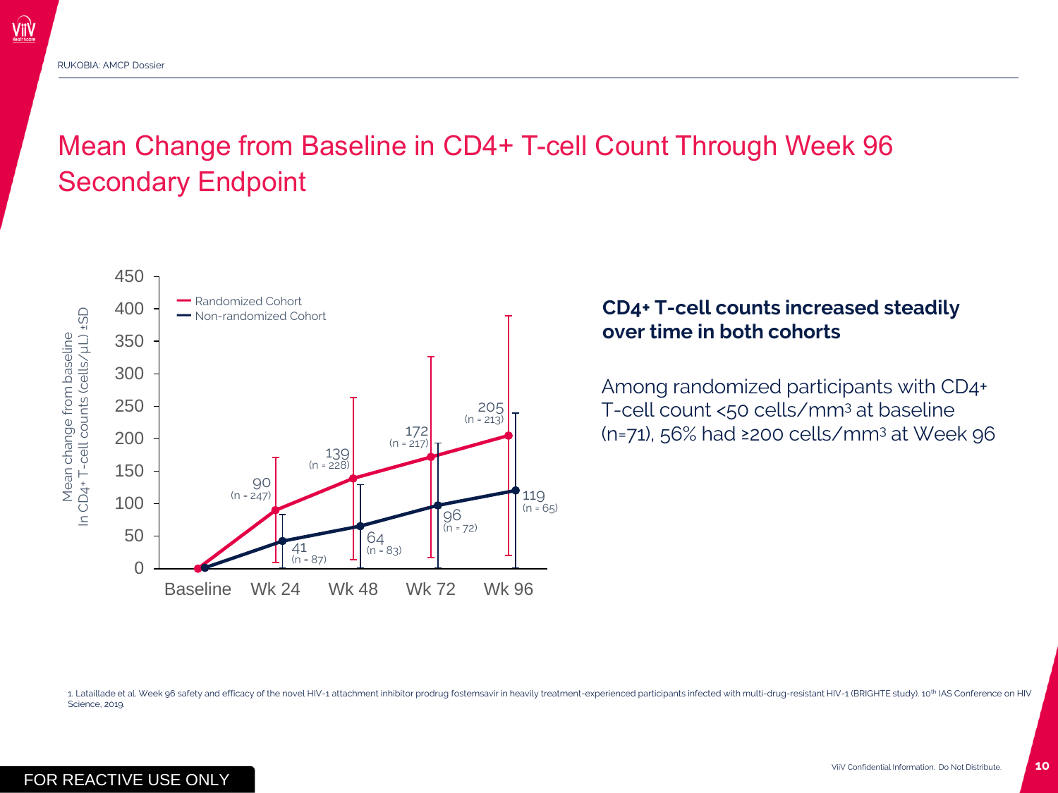# Mean Change from Baseline in CD4+ T-cell Count Through Week 96 Secondary Endpoint

Mean change from baseline in CD4+ T-cell counts (cells/µL) ±SD

| | Baseline | Wk 24 | Wk 48 | Wk 72 | Wk 96 |
|---|---|---|---|---|---|
| Randomized Cohort | 0 | 90 (n = 247) | 139 (n = 228) | 172 (n = 217) | 205 (n = 213) |
| Non-randomized Cohort | 0 | 41 (n = 87) | 64 (n = 83) | 96 (n = 72) | 119 (n = 65) |

**CD4+ T-cell counts increased steadily over time in both cohorts**

Among randomized participants with CD4+ T-cell count <50 cells/mm$^3$ at baseline (n=71), 56% had ≥200 cells/mm$^3$ at Week 96

1. Lataillade et al. Week 96 safety and efficacy of the novel HIV-1 attachment inhibitor prodrug fostemsavir in heavily treatment-experienced participants infected with multi-drug-resistant HIV-1 (BRIGHTE study). 10th IAS Conference on HIV Science, 2019.

FOR REACTIVE USE ONLY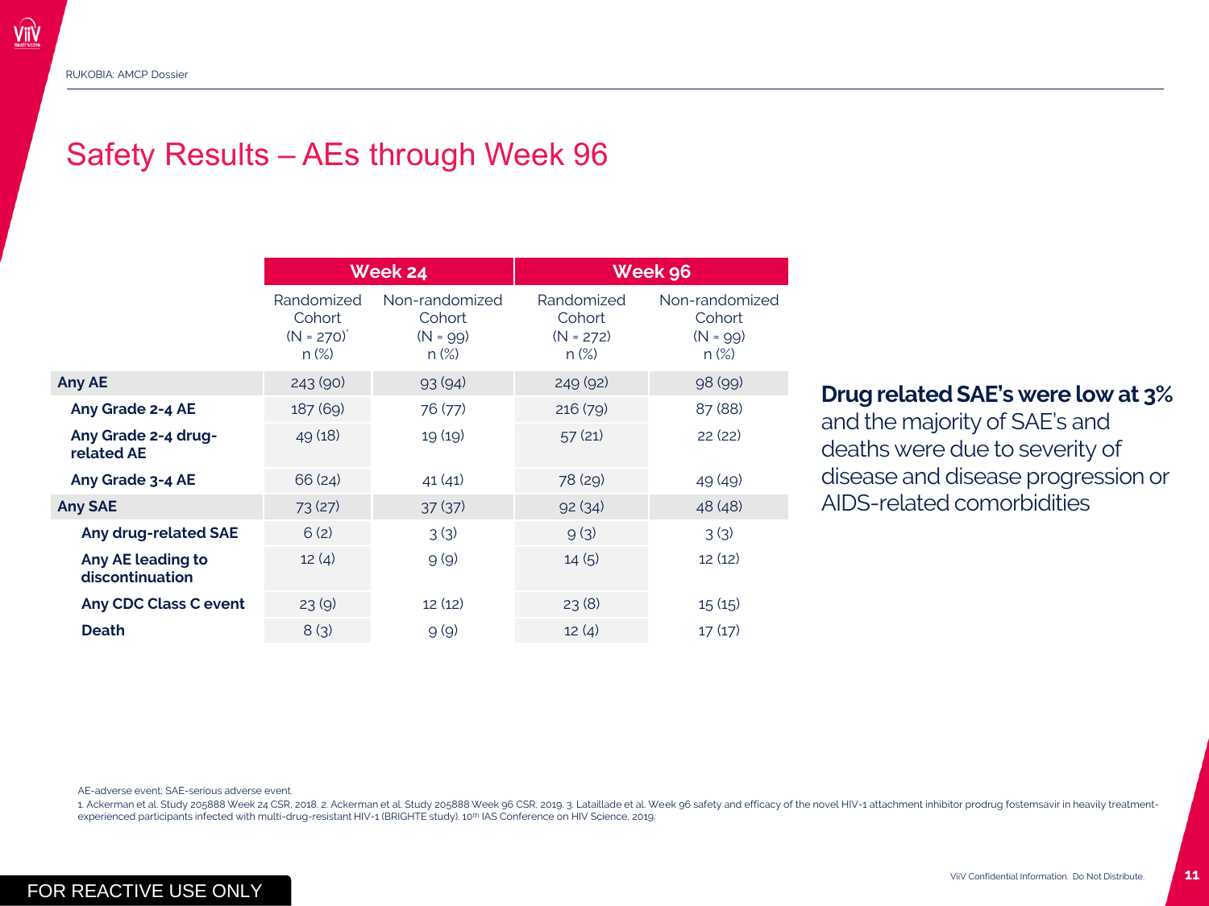# Safety Results – AEs through Week 96

| | Week 24 | | Week 96 | |
|---|---|---|---|---|
| | Randomized Cohort (N = 270)* n (%) | Non-randomized Cohort (N = 99) n (%) | Randomized Cohort (N = 272) n (%) | Non-randomized Cohort (N = 99) n (%) |
| **Any AE** | 243 (90) | 93 (94) | 249 (92) | 98 (99) |
| **Any Grade 2-4 AE** | 187 (69) | 76 (77) | 216 (79) | 87 (88) |
| **Any Grade 2-4 drug-related AE** | 49 (18) | 19 (19) | 57 (21) | 22 (22) |
| **Any Grade 3-4 AE** | 66 (24) | 41 (41) | 78 (29) | 49 (49) |
| **Any SAE** | 73 (27) | 37 (37) | 92 (34) | 48 (48) |
| **Any drug-related SAE** | 6 (2) | 3 (3) | 9 (3) | 3 (3) |
| **Any AE leading to discontinuation** | 12 (4) | 9 (9) | 14 (5) | 12 (12) |
| **Any CDC Class C event** | 23 (9) | 12 (12) | 23 (8) | 15 (15) |
| **Death** | 8 (3) | 9 (9) | 12 (4) | 17 (17) |

**Drug related SAE's were low at 3%** and the majority of SAE's and deaths were due to severity of disease and disease progression or AIDS-related comorbidities

AE-adverse event; SAE-serious adverse event.

1. Ackerman et al. Study 205888 Week 24 CSR, 2018. 2. Ackerman et al. Study 205888 Week 96 CSR, 2019. 3. Lataillade et al. Week 96 safety and efficacy of the novel HIV-1 attachment inhibitor prodrug fostemsavir in heavily treatment-experienced participants infected with multi-drug-resistant HIV-1 (BRIGHTE study). 10th IAS Conference on HIV Science, 2019.

FOR REACTIVE USE ONLY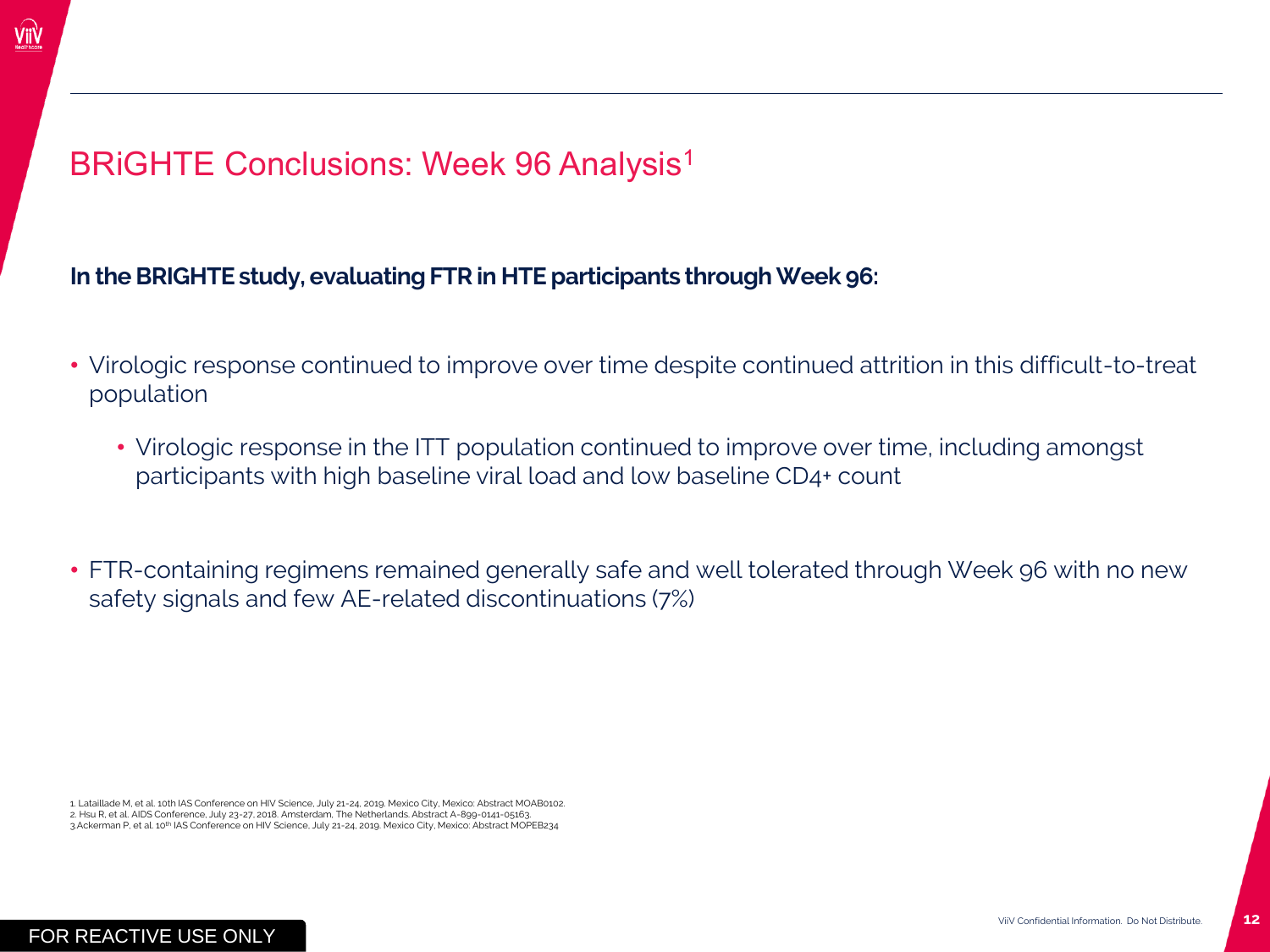# BRiGHTE Conclusions: Week 96 Analysis[1]

**In the BRIGHTE study, evaluating FTR in HTE participants through Week 96:**

- Virologic response continued to improve over time despite continued attrition in this difficult-to-treat population
  - Virologic response in the ITT population continued to improve over time, including amongst participants with high baseline viral load and low baseline $CD4^+$ count
- FTR-containing regimens remained generally safe and well tolerated through Week 96 with no new safety signals and few AE-related discontinuations (7%)

1. Lataillade M, et al. 10th IAS Conference on HIV Science, July 21-24, 2019. Mexico City, Mexico: Abstract MOAB0102.
2. Hsu R, et al. AIDS Conference, July 23-27, 2018. Amsterdam, The Netherlands. Abstract A-899-0141-05163.
3. Ackerman P, et al. 10th IAS Conference on HIV Science, July 21-24, 2019. Mexico City, Mexico: Abstract MOPEB234

FOR REACTIVE USE ONLY

ViiV Confidential Information. Do Not Distribute.